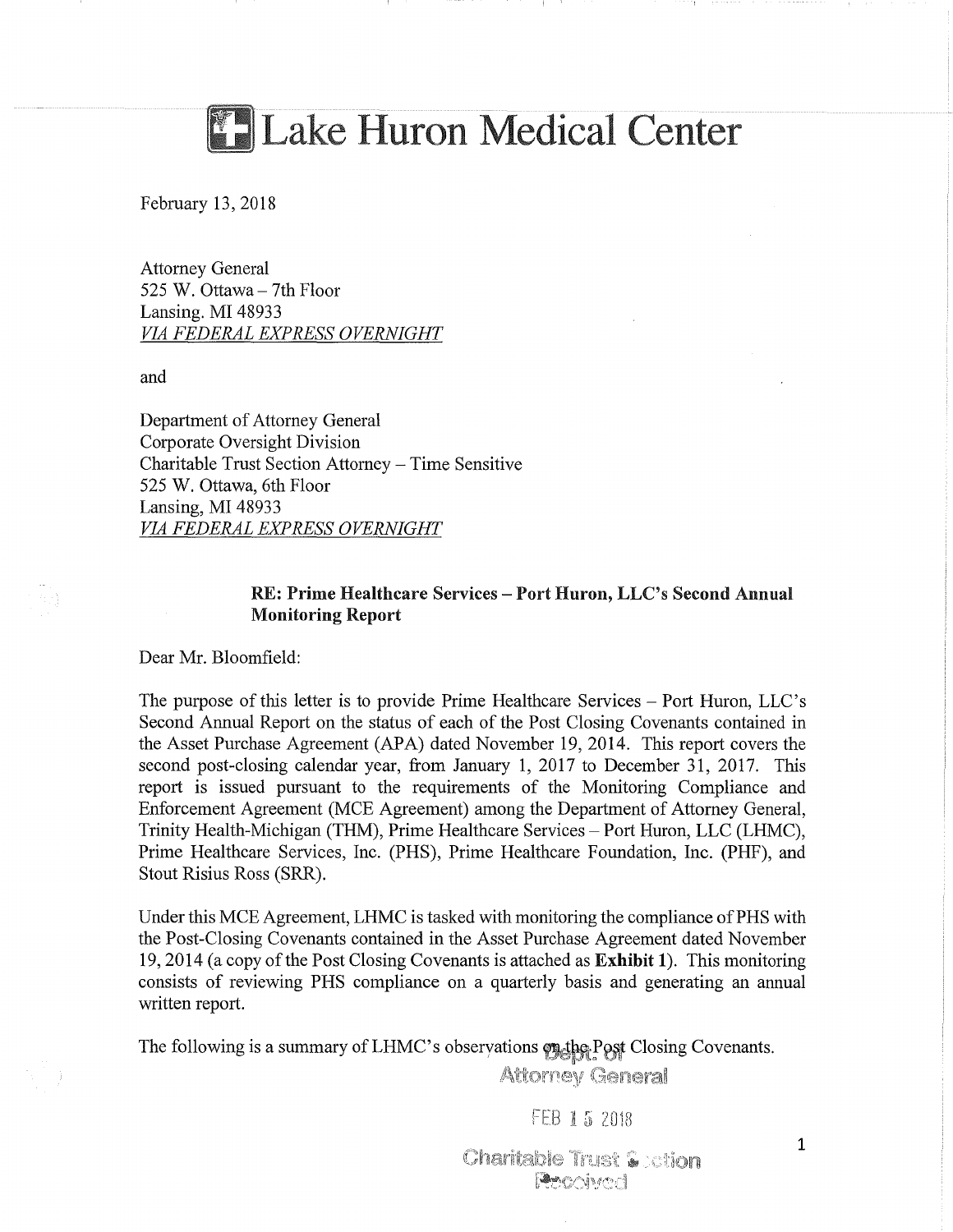# Lake Huron Medical Center

February 13, 2018

Attorney General
525 W. Ottawa – 7th Floor
Lansing. MI 48933
*VIA FEDERAL EXPRESS OVERNIGHT*

and

Department of Attorney General
Corporate Oversight Division
Charitable Trust Section Attorney – Time Sensitive
525 W. Ottawa, 6th Floor
Lansing, MI 48933
*VIA FEDERAL EXPRESS OVERNIGHT*

**RE: Prime Healthcare Services – Port Huron, LLC's Second Annual Monitoring Report**

Dear Mr. Bloomfield:

The purpose of this letter is to provide Prime Healthcare Services – Port Huron, LLC's Second Annual Report on the status of each of the Post Closing Covenants contained in the Asset Purchase Agreement (APA) dated November 19, 2014. This report covers the second post-closing calendar year, from January 1, 2017 to December 31, 2017. This report is issued pursuant to the requirements of the Monitoring Compliance and Enforcement Agreement (MCE Agreement) among the Department of Attorney General, Trinity Health-Michigan (THM), Prime Healthcare Services – Port Huron, LLC (LHMC), Prime Healthcare Services, Inc. (PHS), Prime Healthcare Foundation, Inc. (PHF), and Stout Risius Ross (SRR).

Under this MCE Agreement, LHMC is tasked with monitoring the compliance of PHS with the Post-Closing Covenants contained in the Asset Purchase Agreement dated November 19, 2014 (a copy of the Post Closing Covenants is attached as **Exhibit 1**). This monitoring consists of reviewing PHS compliance on a quarterly basis and generating an annual written report.

The following is a summary of LHMC's observations on the Post Closing Covenants.

Dept. of Attorney General

FEB 15 2018

Charitable Trust Section Received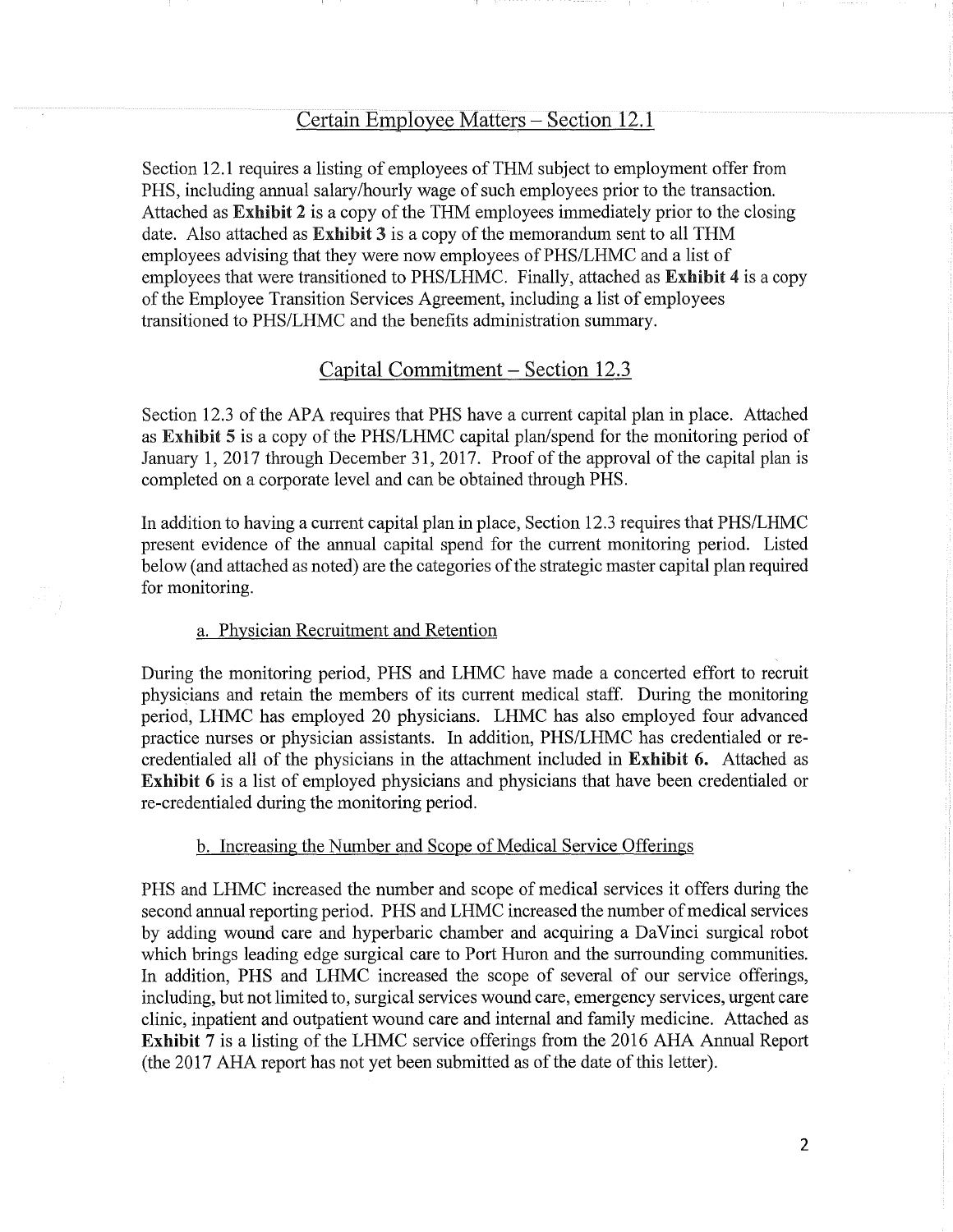## Certain Employee Matters – Section 12.1

Section 12.1 requires a listing of employees of THM subject to employment offer from PHS, including annual salary/hourly wage of such employees prior to the transaction. Attached as **Exhibit 2** is a copy of the THM employees immediately prior to the closing date. Also attached as **Exhibit 3** is a copy of the memorandum sent to all THM employees advising that they were now employees of PHS/LHMC and a list of employees that were transitioned to PHS/LHMC. Finally, attached as **Exhibit 4** is a copy of the Employee Transition Services Agreement, including a list of employees transitioned to PHS/LHMC and the benefits administration summary.

## Capital Commitment – Section 12.3

Section 12.3 of the APA requires that PHS have a current capital plan in place. Attached as **Exhibit 5** is a copy of the PHS/LHMC capital plan/spend for the monitoring period of January 1, 2017 through December 31, 2017. Proof of the approval of the capital plan is completed on a corporate level and can be obtained through PHS.

In addition to having a current capital plan in place, Section 12.3 requires that PHS/LHMC present evidence of the annual capital spend for the current monitoring period. Listed below (and attached as noted) are the categories of the strategic master capital plan required for monitoring.

### a. Physician Recruitment and Retention

During the monitoring period, PHS and LHMC have made a concerted effort to recruit physicians and retain the members of its current medical staff. During the monitoring period, LHMC has employed 20 physicians. LHMC has also employed four advanced practice nurses or physician assistants. In addition, PHS/LHMC has credentialed or re-credentialed all of the physicians in the attachment included in **Exhibit 6.** Attached as **Exhibit 6** is a list of employed physicians and physicians that have been credentialed or re-credentialed during the monitoring period.

### b. Increasing the Number and Scope of Medical Service Offerings

PHS and LHMC increased the number and scope of medical services it offers during the second annual reporting period. PHS and LHMC increased the number of medical services by adding wound care and hyperbaric chamber and acquiring a DaVinci surgical robot which brings leading edge surgical care to Port Huron and the surrounding communities. In addition, PHS and LHMC increased the scope of several of our service offerings, including, but not limited to, surgical services wound care, emergency services, urgent care clinic, inpatient and outpatient wound care and internal and family medicine. Attached as **Exhibit 7** is a listing of the LHMC service offerings from the 2016 AHA Annual Report (the 2017 AHA report has not yet been submitted as of the date of this letter).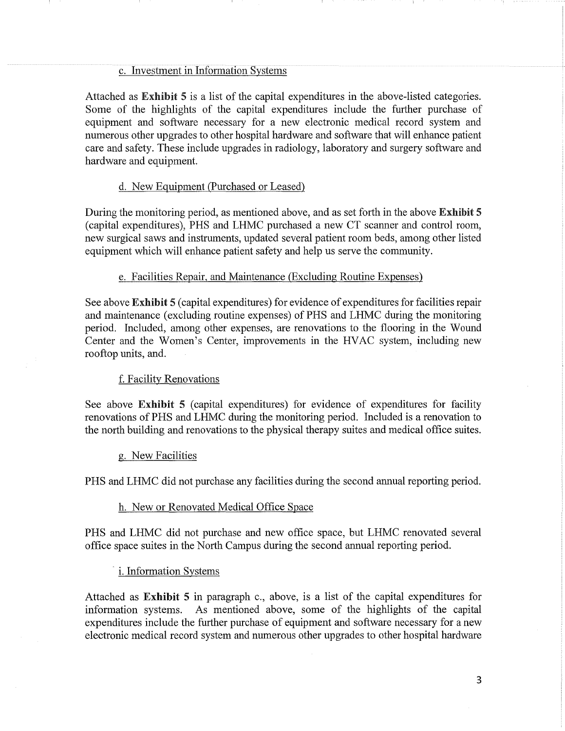c. Investment in Information Systems

Attached as **Exhibit 5** is a list of the capital expenditures in the above-listed categories. Some of the highlights of the capital expenditures include the further purchase of equipment and software necessary for a new electronic medical record system and numerous other upgrades to other hospital hardware and software that will enhance patient care and safety. These include upgrades in radiology, laboratory and surgery software and hardware and equipment.

d. New Equipment (Purchased or Leased)

During the monitoring period, as mentioned above, and as set forth in the above **Exhibit 5** (capital expenditures), PHS and LHMC purchased a new CT scanner and control room, new surgical saws and instruments, updated several patient room beds, among other listed equipment which will enhance patient safety and help us serve the community.

e. Facilities Repair, and Maintenance (Excluding Routine Expenses)

See above **Exhibit 5** (capital expenditures) for evidence of expenditures for facilities repair and maintenance (excluding routine expenses) of PHS and LHMC during the monitoring period. Included, among other expenses, are renovations to the flooring in the Wound Center and the Women's Center, improvements in the HVAC system, including new rooftop units, and.

f. Facility Renovations

See above **Exhibit 5** (capital expenditures) for evidence of expenditures for facility renovations of PHS and LHMC during the monitoring period. Included is a renovation to the north building and renovations to the physical therapy suites and medical office suites.

g. New Facilities

PHS and LHMC did not purchase any facilities during the second annual reporting period.

h. New or Renovated Medical Office Space

PHS and LHMC did not purchase and new office space, but LHMC renovated several office space suites in the North Campus during the second annual reporting period.

i. Information Systems

Attached as **Exhibit 5** in paragraph c., above, is a list of the capital expenditures for information systems. As mentioned above, some of the highlights of the capital expenditures include the further purchase of equipment and software necessary for a new electronic medical record system and numerous other upgrades to other hospital hardware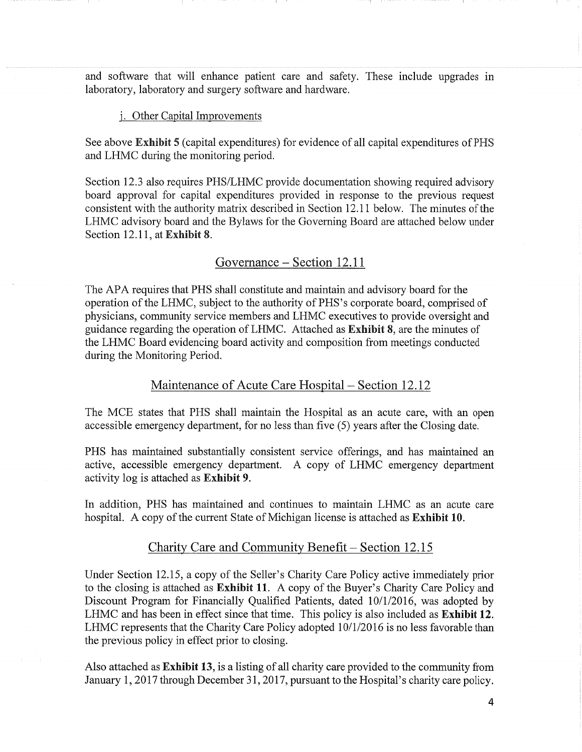and software that will enhance patient care and safety. These include upgrades in laboratory, laboratory and surgery software and hardware.

j. Other Capital Improvements

See above **Exhibit 5** (capital expenditures) for evidence of all capital expenditures of PHS and LHMC during the monitoring period.

Section 12.3 also requires PHS/LHMC provide documentation showing required advisory board approval for capital expenditures provided in response to the previous request consistent with the authority matrix described in Section 12.11 below. The minutes of the LHMC advisory board and the Bylaws for the Governing Board are attached below under Section 12.11, at **Exhibit 8**.

## Governance – Section 12.11

The APA requires that PHS shall constitute and maintain and advisory board for the operation of the LHMC, subject to the authority of PHS's corporate board, comprised of physicians, community service members and LHMC executives to provide oversight and guidance regarding the operation of LHMC. Attached as **Exhibit 8**, are the minutes of the LHMC Board evidencing board activity and composition from meetings conducted during the Monitoring Period.

## Maintenance of Acute Care Hospital – Section 12.12

The MCE states that PHS shall maintain the Hospital as an acute care, with an open accessible emergency department, for no less than five (5) years after the Closing date.

PHS has maintained substantially consistent service offerings, and has maintained an active, accessible emergency department. A copy of LHMC emergency department activity log is attached as **Exhibit 9.**

In addition, PHS has maintained and continues to maintain LHMC as an acute care hospital. A copy of the current State of Michigan license is attached as **Exhibit 10.**

## Charity Care and Community Benefit – Section 12.15

Under Section 12.15, a copy of the Seller's Charity Care Policy active immediately prior to the closing is attached as **Exhibit 11**. A copy of the Buyer's Charity Care Policy and Discount Program for Financially Qualified Patients, dated 10/1/2016, was adopted by LHMC and has been in effect since that time. This policy is also included as **Exhibit 12.** LHMC represents that the Charity Care Policy adopted 10/1/2016 is no less favorable than the previous policy in effect prior to closing.

Also attached as **Exhibit 13**, is a listing of all charity care provided to the community from January 1, 2017 through December 31, 2017, pursuant to the Hospital's charity care policy.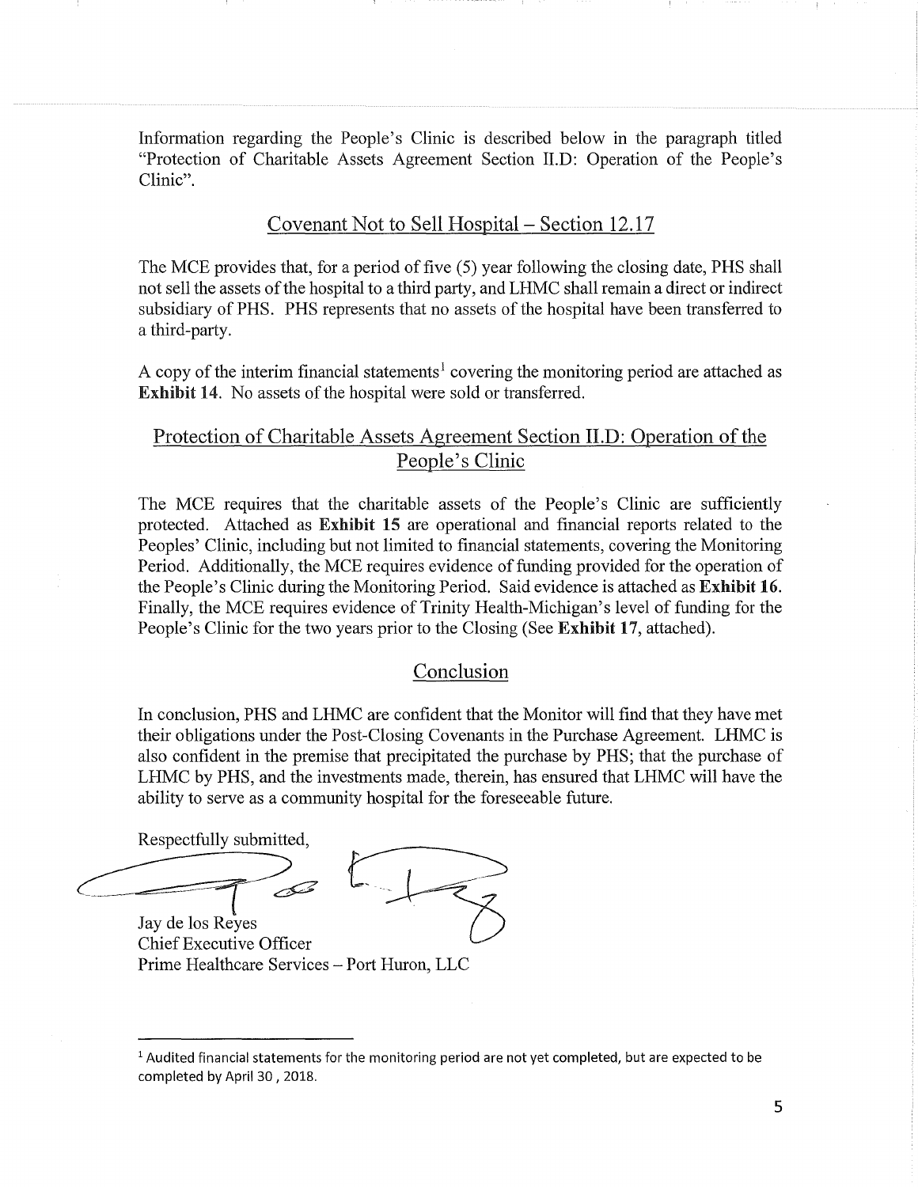Information regarding the People's Clinic is described below in the paragraph titled "Protection of Charitable Assets Agreement Section II.D: Operation of the People's Clinic".

## Covenant Not to Sell Hospital – Section 12.17

The MCE provides that, for a period of five (5) year following the closing date, PHS shall not sell the assets of the hospital to a third party, and LHMC shall remain a direct or indirect subsidiary of PHS. PHS represents that no assets of the hospital have been transferred to a third-party.

A copy of the interim financial statements[1] covering the monitoring period are attached as **Exhibit 14**. No assets of the hospital were sold or transferred.

## Protection of Charitable Assets Agreement Section II.D: Operation of the People's Clinic

The MCE requires that the charitable assets of the People's Clinic are sufficiently protected. Attached as **Exhibit 15** are operational and financial reports related to the Peoples' Clinic, including but not limited to financial statements, covering the Monitoring Period. Additionally, the MCE requires evidence of funding provided for the operation of the People's Clinic during the Monitoring Period. Said evidence is attached as **Exhibit 16.** Finally, the MCE requires evidence of Trinity Health-Michigan's level of funding for the People's Clinic for the two years prior to the Closing (See **Exhibit 17**, attached).

## Conclusion

In conclusion, PHS and LHMC are confident that the Monitor will find that they have met their obligations under the Post-Closing Covenants in the Purchase Agreement. LHMC is also confident in the premise that precipitated the purchase by PHS; that the purchase of LHMC by PHS, and the investments made, therein, has ensured that LHMC will have the ability to serve as a community hospital for the foreseeable future.

Respectfully submitted,

Jay de los Reyes
Chief Executive Officer
Prime Healthcare Services – Port Huron, LLC

---

[1] Audited financial statements for the monitoring period are not yet completed, but are expected to be completed by April 30 , 2018.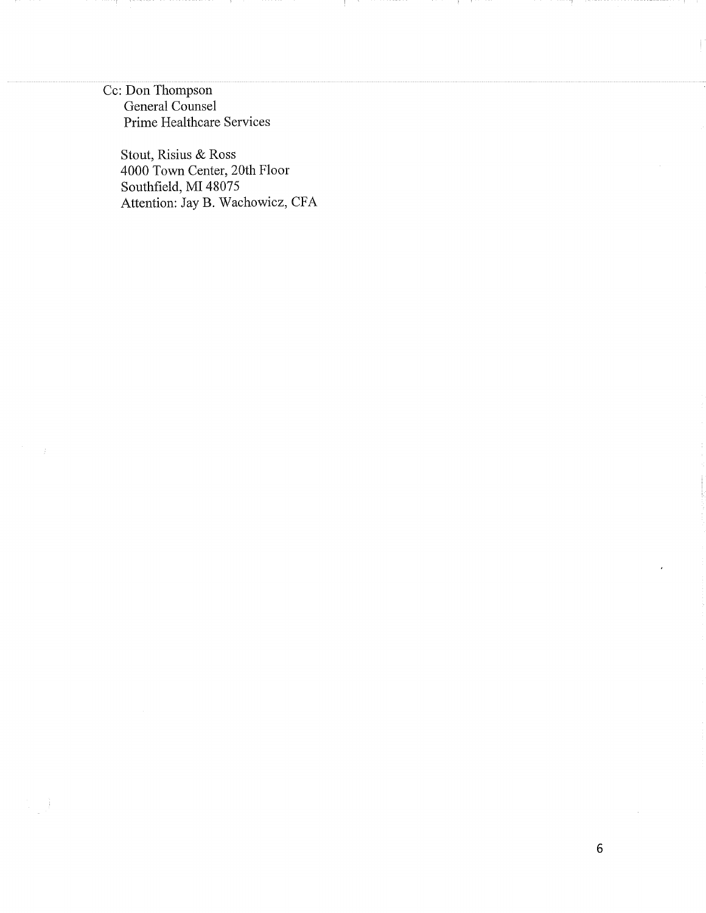Cc: Don Thompson
General Counsel
Prime Healthcare Services

Stout, Risius & Ross
4000 Town Center, 20th Floor
Southfield, MI 48075
Attention: Jay B. Wachowicz, CFA